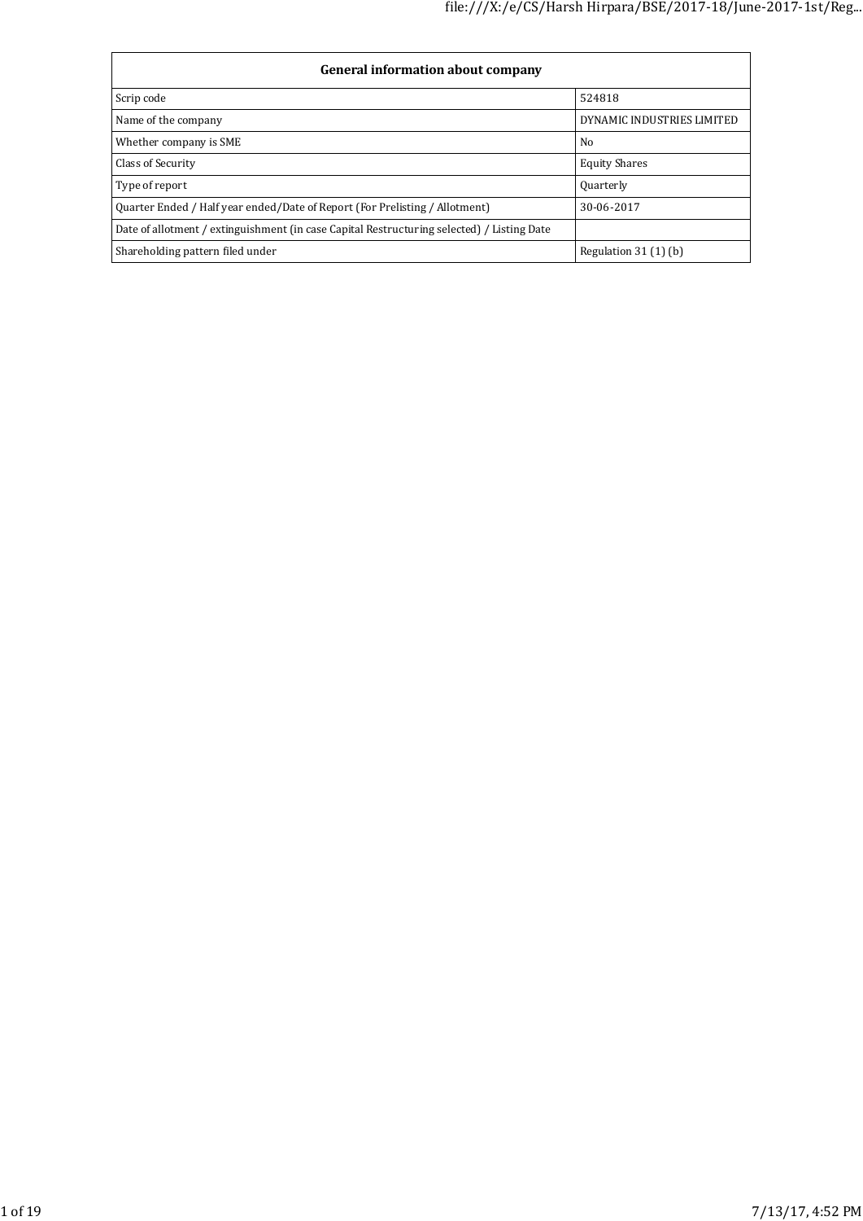| General information about company | |
|---|---|
| Scrip code | 524818 |
| Name of the company | DYNAMIC INDUSTRIES LIMITED |
| Whether company is SME | No |
| Class of Security | Equity Shares |
| Type of report | Quarterly |
| Quarter Ended / Half year ended/Date of Report (For Prelisting / Allotment) | 30-06-2017 |
| Date of allotment / extinguishment (in case Capital Restructuring selected) / Listing Date | |
| Shareholding pattern filed under | Regulation 31 (1) (b) |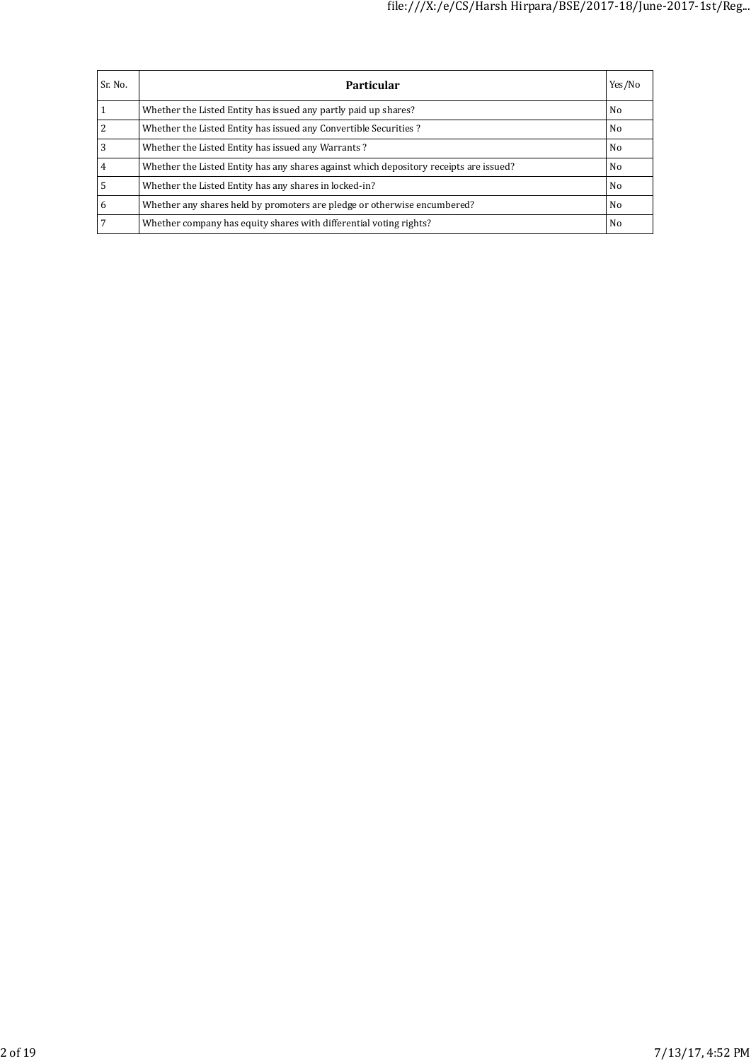| Sr. No. | Particular | Yes/No |
|---|---|---|
| 1 | Whether the Listed Entity has issued any partly paid up shares? | No |
| 2 | Whether the Listed Entity has issued any Convertible Securities ? | No |
| 3 | Whether the Listed Entity has issued any Warrants ? | No |
| 4 | Whether the Listed Entity has any shares against which depository receipts are issued? | No |
| 5 | Whether the Listed Entity has any shares in locked-in? | No |
| 6 | Whether any shares held by promoters are pledge or otherwise encumbered? | No |
| 7 | Whether company has equity shares with differential voting rights? | No |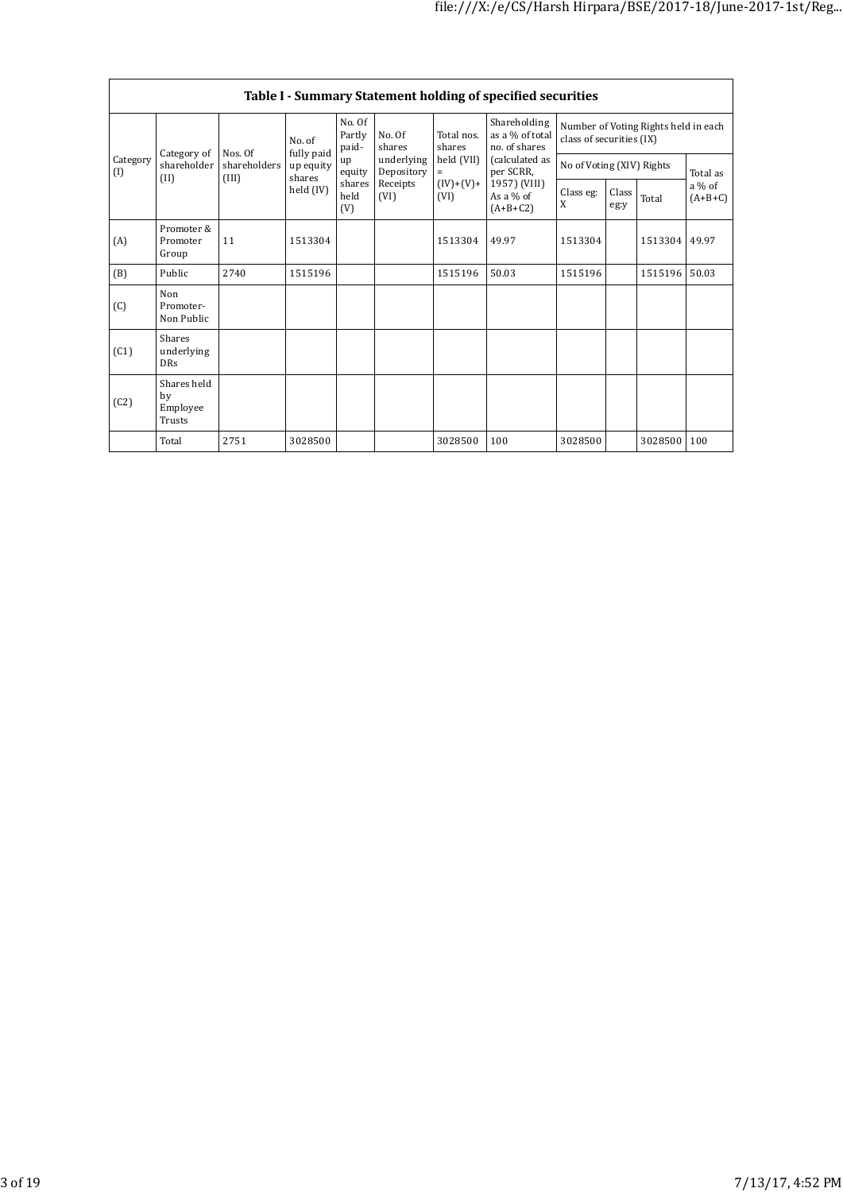| Table I - Summary Statement holding of specified securities | | | | | | | | | | | |
|---|---|---|---|---|---|---|---|---|---|---|---|
| Category (I) | Category of shareholder (II) | Nos. Of shareholders (III) | No. of fully paid up equity shares held (IV) | No. Of Partly paid-up equity shares held (V) | No. Of shares underlying Depository Receipts (VI) | Total nos. shares held (VII) = (IV)+(V)+ (VI) | Shareholding as a % of total no. of shares (calculated as per SCRR, 1957) (VIII) As a % of (A+B+C2) | Number of Voting Rights held in each class of securities (IX) | | | |
| | | | | | | | | No of Voting (XIV) Rights | | | Total as a % of (A+B+C) |
| | | | | | | | | Class eg: X | Class eg:y | Total | |
| (A) | Promoter & Promoter Group | 11 | 1513304 | | | 1513304 | 49.97 | 1513304 | | 1513304 | 49.97 |
| (B) | Public | 2740 | 1515196 | | | 1515196 | 50.03 | 1515196 | | 1515196 | 50.03 |
| (C) | Non Promoter- Non Public | | | | | | | | | | |
| (C1) | Shares underlying DRs | | | | | | | | | | |
| (C2) | Shares held by Employee Trusts | | | | | | | | | | |
| | Total | 2751 | 3028500 | | | 3028500 | 100 | 3028500 | | 3028500 | 100 |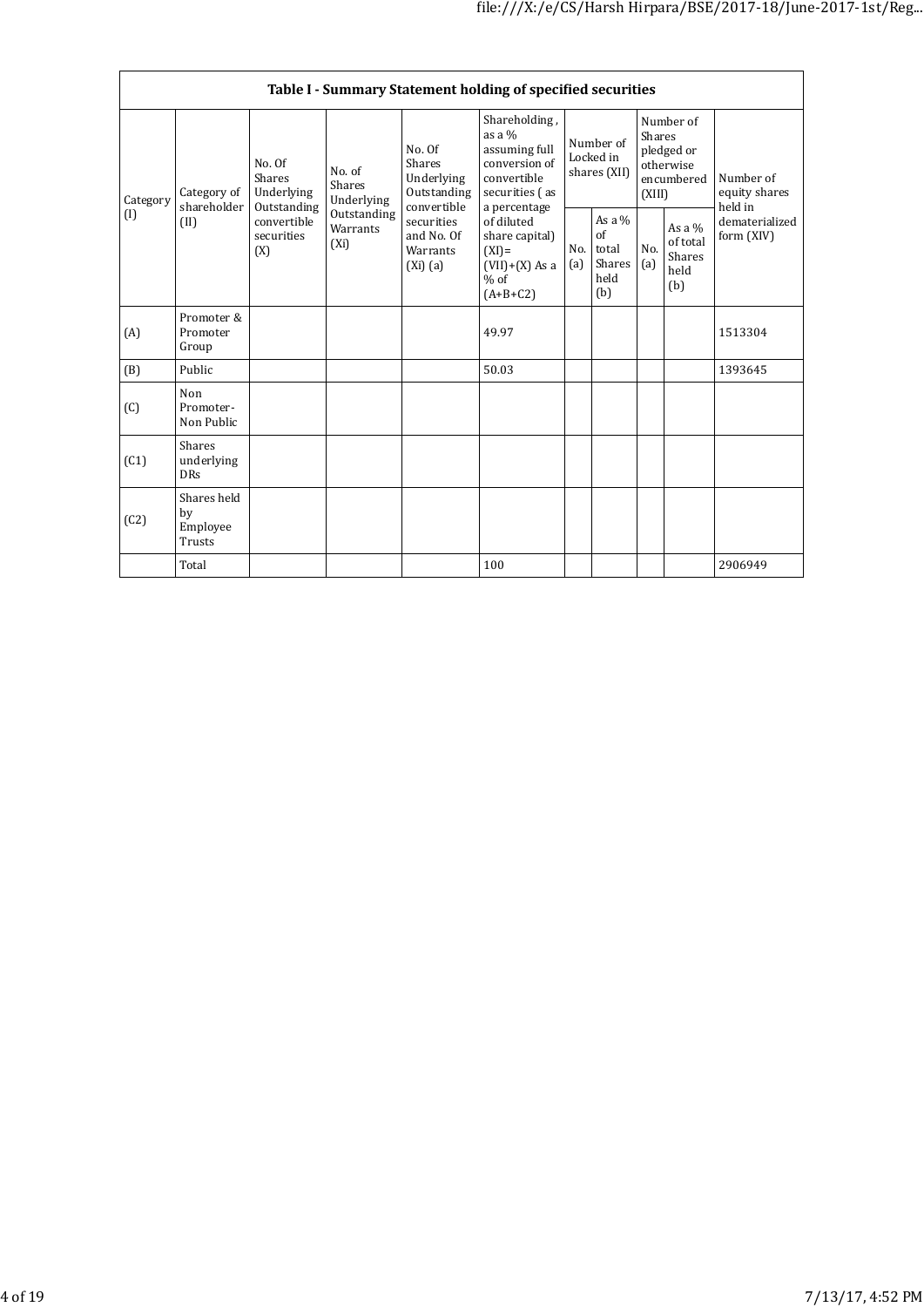| Table I - Summary Statement holding of specified securities | | | | | | | | | | |
|---|---|---|---|---|---|---|---|---|---|---|
| Category (I) | Category of shareholder (II) | No. Of Shares Underlying Outstanding convertible securities (X) | No. of Shares Underlying Outstanding Warrants (Xi) | No. Of Shares Underlying Outstanding convertible securities and No. Of Warrants (Xi) (a) | Shareholding , as a % assuming full conversion of convertible securities ( as a percentage of diluted share capital) (XI)= (VII)+(X) As a % of (A+B+C2) | Number of Locked in shares (XII) | | Number of Shares pledged or otherwise encumbered (XIII) | | Number of equity shares held in dematerialized form (XIV) |
| | | | | | | No. (a) | As a % of total Shares held (b) | No. (a) | As a % of total Shares held (b) | |
| (A) | Promoter & Promoter Group | | | | 49.97 | | | | | 1513304 |
| (B) | Public | | | | 50.03 | | | | | 1393645 |
| (C) | Non Promoter- Non Public | | | | | | | | | |
| (C1) | Shares underlying DRs | | | | | | | | | |
| (C2) | Shares held by Employee Trusts | | | | | | | | | |
| | Total | | | | 100 | | | | | 2906949 |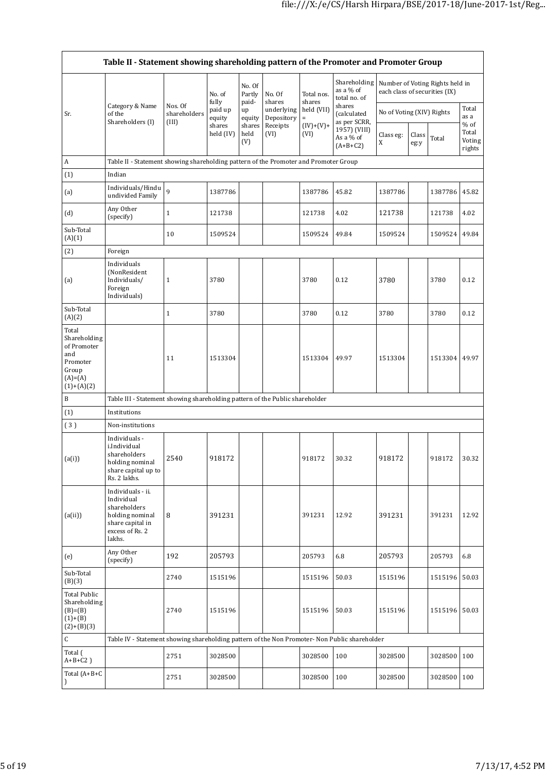| Table II - Statement showing shareholding pattern of the Promoter and Promoter Group | | | | | | | | | | | |
|---|---|---|---|---|---|---|---|---|---|---|---|
| Sr. | Category & Name of the Shareholders (I) | Nos. Of shareholders (III) | No. of fully paid up equity shares held (IV) | No. Of Partly paid-up equity shares held (V) | No. Of shares underlying Depository Receipts (VI) | Total nos. shares held (VII) = (IV)+(V)+ (VI) | Shareholding as a % of total no. of shares (calculated as per SCRR, 1957) (VIII) As a % of (A+B+C2) | Number of Voting Rights held in each class of securities (IX) | | | |
| | | | | | | | | No of Voting (XIV) Rights | | | Total as a % of Total Voting rights |
| | | | | | | | | Class eg: X | Class eg:y | Total | |
| A | Table II - Statement showing shareholding pattern of the Promoter and Promoter Group | | | | | | | | | | |
| (1) | Indian | | | | | | | | | | |
| (a) | Individuals/Hindu undivided Family | 9 | 1387786 | | | 1387786 | 45.82 | 1387786 | | 1387786 | 45.82 |
| (d) | Any Other (specify) | 1 | 121738 | | | 121738 | 4.02 | 121738 | | 121738 | 4.02 |
| Sub-Total (A)(1) | | 10 | 1509524 | | | 1509524 | 49.84 | 1509524 | | 1509524 | 49.84 |
| (2) | Foreign | | | | | | | | | | |
| (a) | Individuals (NonResident Individuals/ Foreign Individuals) | 1 | 3780 | | | 3780 | 0.12 | 3780 | | 3780 | 0.12 |
| Sub-Total (A)(2) | | 1 | 3780 | | | 3780 | 0.12 | 3780 | | 3780 | 0.12 |
| Total Shareholding of Promoter and Promoter Group (A)=(A)(1)+(A)(2) | | 11 | 1513304 | | | 1513304 | 49.97 | 1513304 | | 1513304 | 49.97 |
| B | Table III - Statement showing shareholding pattern of the Public shareholder | | | | | | | | | | |
| (1) | Institutions | | | | | | | | | | |
| ( 3 ) | Non-institutions | | | | | | | | | | |
| (a(i)) | Individuals - i.Individual shareholders holding nominal share capital up to Rs. 2 lakhs. | 2540 | 918172 | | | 918172 | 30.32 | 918172 | | 918172 | 30.32 |
| (a(ii)) | Individuals - ii. Individual shareholders holding nominal share capital in excess of Rs. 2 lakhs. | 8 | 391231 | | | 391231 | 12.92 | 391231 | | 391231 | 12.92 |
| (e) | Any Other (specify) | 192 | 205793 | | | 205793 | 6.8 | 205793 | | 205793 | 6.8 |
| Sub-Total (B)(3) | | 2740 | 1515196 | | | 1515196 | 50.03 | 1515196 | | 1515196 | 50.03 |
| Total Public Shareholding (B)=(B)(1)+(B)(2)+(B)(3) | | 2740 | 1515196 | | | 1515196 | 50.03 | 1515196 | | 1515196 | 50.03 |
| C | Table IV - Statement showing shareholding pattern of the Non Promoter- Non Public shareholder | | | | | | | | | | |
| Total ( A+B+C2 ) | | 2751 | 3028500 | | | 3028500 | 100 | 3028500 | | 3028500 | 100 |
| Total (A+B+C ) | | 2751 | 3028500 | | | 3028500 | 100 | 3028500 | | 3028500 | 100 |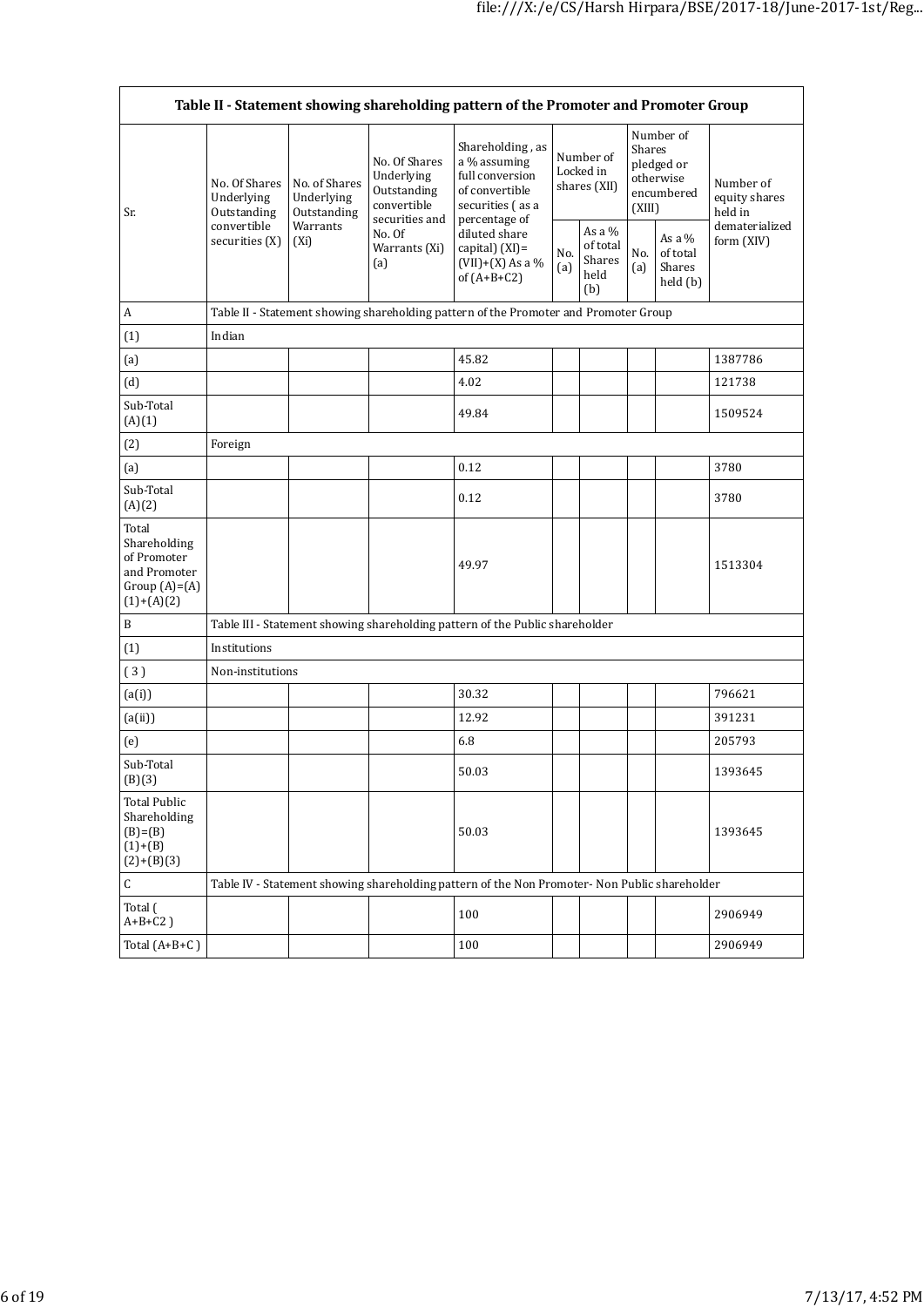| Table II - Statement showing shareholding pattern of the Promoter and Promoter Group | | | | | | | | | |
|---|---|---|---|---|---|---|---|---|---|
| Sr. | No. Of Shares Underlying Outstanding convertible securities (X) | No. of Shares Underlying Outstanding Warrants (Xi) | No. Of Shares Underlying Outstanding convertible securities and No. Of Warrants (Xi) (a) | Shareholding , as a % assuming full conversion of convertible securities ( as a percentage of diluted share capital) (XI)= (VII)+(X) As a % of (A+B+C2) | Number of Locked in shares (XII) | | Number of Shares pledged or otherwise encumbered (XIII) | | Number of equity shares held in dematerialized form (XIV) |
| | | | | | No. (a) | As a % of total Shares held (b) | No. (a) | As a % of total Shares held (b) | |
| A | Table II - Statement showing shareholding pattern of the Promoter and Promoter Group | | | | | | | | |
| (1) | Indian | | | | | | | | |
| (a) | | | | 45.82 | | | | | 1387786 |
| (d) | | | | 4.02 | | | | | 121738 |
| Sub-Total (A)(1) | | | | 49.84 | | | | | 1509524 |
| (2) | Foreign | | | | | | | | |
| (a) | | | | 0.12 | | | | | 3780 |
| Sub-Total (A)(2) | | | | 0.12 | | | | | 3780 |
| Total Shareholding of Promoter and Promoter Group (A)=(A)(1)+(A)(2) | | | | 49.97 | | | | | 1513304 |
| B | Table III - Statement showing shareholding pattern of the Public shareholder | | | | | | | | |
| (1) | Institutions | | | | | | | | |
| ( 3 ) | Non-institutions | | | | | | | | |
| (a(i)) | | | | 30.32 | | | | | 796621 |
| (a(ii)) | | | | 12.92 | | | | | 391231 |
| (e) | | | | 6.8 | | | | | 205793 |
| Sub-Total (B)(3) | | | | 50.03 | | | | | 1393645 |
| Total Public Shareholding (B)=(B)(1)+(B)(2)+(B)(3) | | | | 50.03 | | | | | 1393645 |
| C | Table IV - Statement showing shareholding pattern of the Non Promoter- Non Public shareholder | | | | | | | | |
| Total ( A+B+C2 ) | | | | 100 | | | | | 2906949 |
| Total (A+B+C ) | | | | 100 | | | | | 2906949 |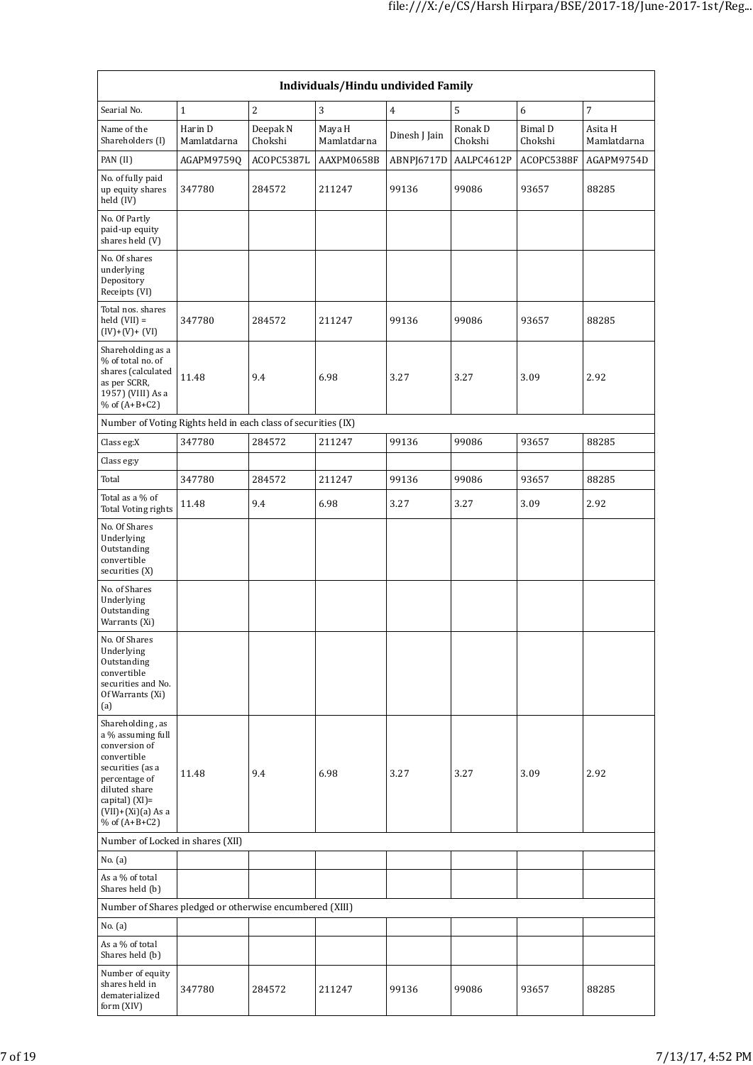| Individuals/Hindu undivided Family | | | | | | | |
|---|---|---|---|---|---|---|---|
| Searial No. | 1 | 2 | 3 | 4 | 5 | 6 | 7 |
| Name of the Shareholders (I) | Harin D Mamlatdarna | Deepak N Chokshi | Maya H Mamlatdarna | Dinesh J Jain | Ronak D Chokshi | Bimal D Chokshi | Asita H Mamlatdarna |
| PAN (II) | AGAPM9759Q | ACOPC5387L | AAXPM0658B | ABNPJ6717D | AALPC4612P | ACOPC5388F | AGAPM9754D |
| No. of fully paid up equity shares held (IV) | 347780 | 284572 | 211247 | 99136 | 99086 | 93657 | 88285 |
| No. Of Partly paid-up equity shares held (V) | | | | | | | |
| No. Of shares underlying Depository Receipts (VI) | | | | | | | |
| Total nos. shares held (VII) = (IV)+(V)+ (VI) | 347780 | 284572 | 211247 | 99136 | 99086 | 93657 | 88285 |
| Shareholding as a % of total no. of shares (calculated as per SCRR, 1957) (VIII) As a % of (A+B+C2) | 11.48 | 9.4 | 6.98 | 3.27 | 3.27 | 3.09 | 2.92 |
| Number of Voting Rights held in each class of securities (IX) | | | | | | | |
| Class eg:X | 347780 | 284572 | 211247 | 99136 | 99086 | 93657 | 88285 |
| Class eg:y | | | | | | | |
| Total | 347780 | 284572 | 211247 | 99136 | 99086 | 93657 | 88285 |
| Total as a % of Total Voting rights | 11.48 | 9.4 | 6.98 | 3.27 | 3.27 | 3.09 | 2.92 |
| No. Of Shares Underlying Outstanding convertible securities (X) | | | | | | | |
| No. of Shares Underlying Outstanding Warrants (Xi) | | | | | | | |
| No. Of Shares Underlying Outstanding convertible securities and No. Of Warrants (Xi) (a) | | | | | | | |
| Shareholding , as a % assuming full conversion of convertible securities (as a percentage of diluted share capital) (XI)= (VII)+(Xi)(a) As a % of (A+B+C2) | 11.48 | 9.4 | 6.98 | 3.27 | 3.27 | 3.09 | 2.92 |
| Number of Locked in shares (XII) | | | | | | | |
| No. (a) | | | | | | | |
| As a % of total Shares held (b) | | | | | | | |
| Number of Shares pledged or otherwise encumbered (XIII) | | | | | | | |
| No. (a) | | | | | | | |
| As a % of total Shares held (b) | | | | | | | |
| Number of equity shares held in dematerialized form (XIV) | 347780 | 284572 | 211247 | 99136 | 99086 | 93657 | 88285 |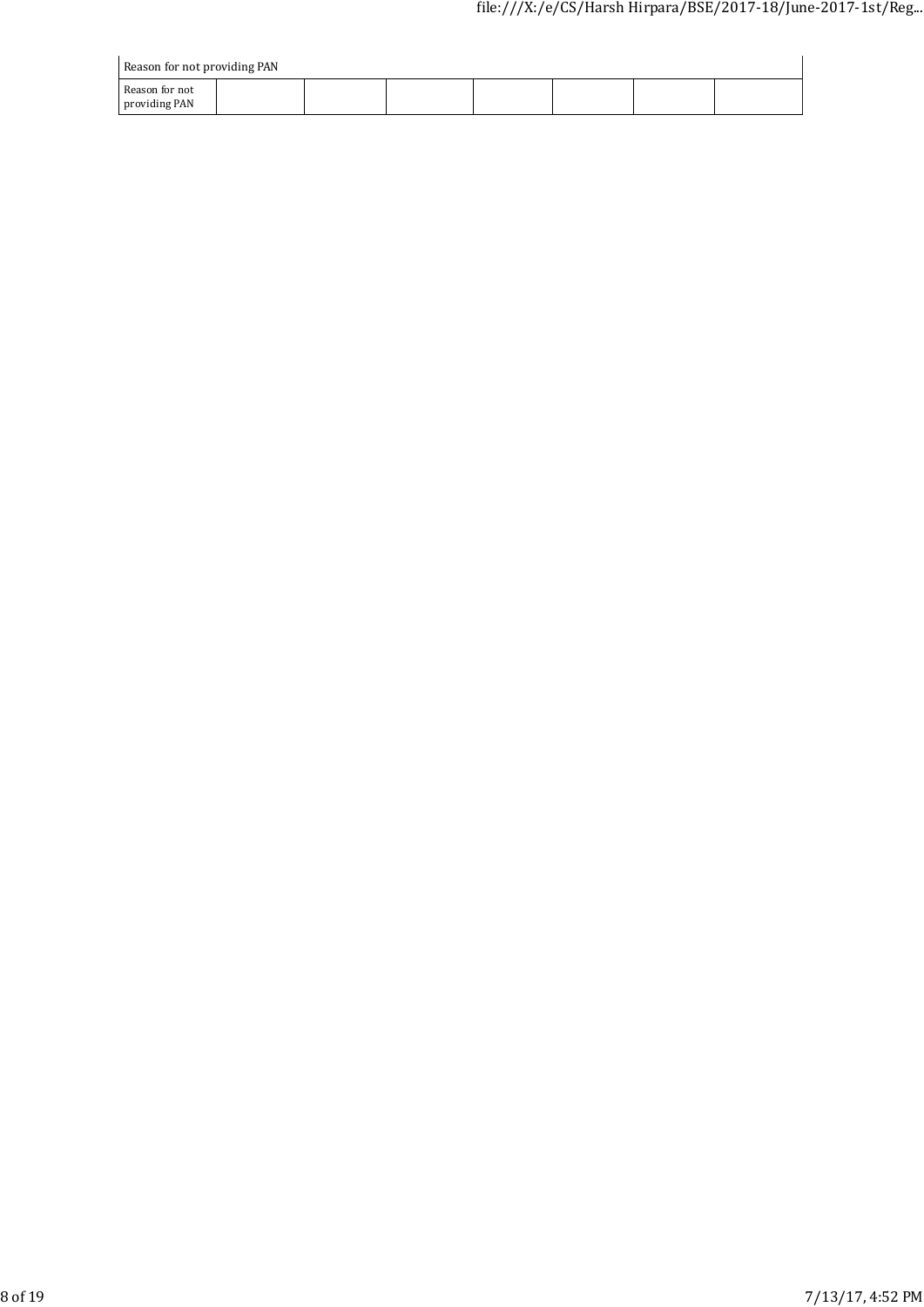| Reason for not providing PAN | | | | | | | |
|---|---|---|---|---|---|---|---|
| Reason for not providing PAN | | | | | | | |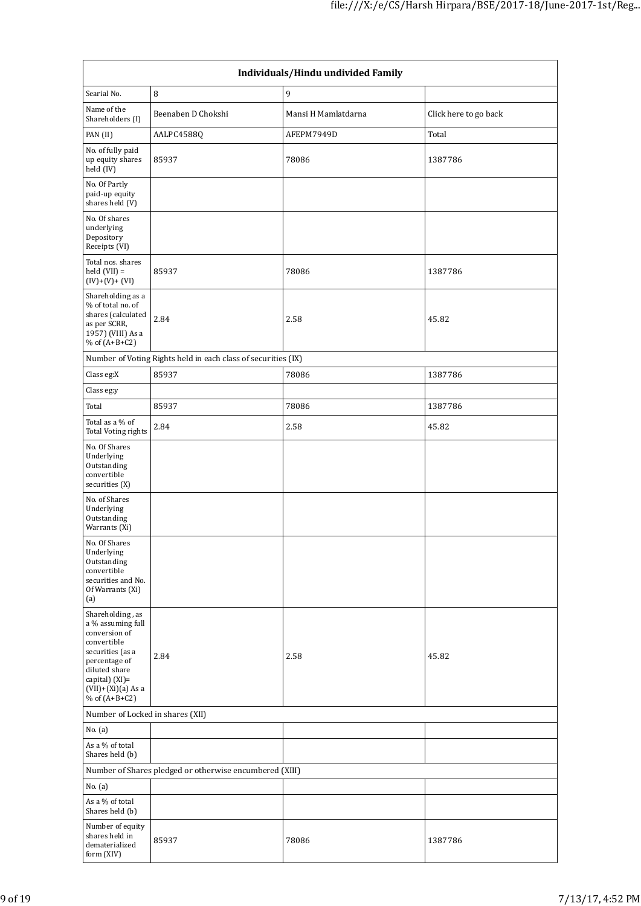| Individuals/Hindu undivided Family | | | |
|---|---|---|---|
| Searial No. | 8 | 9 | |
| Name of the Shareholders (I) | Beenaben D Chokshi | Mansi H Mamlatdarna | Click here to go back |
| PAN (II) | AALPC4588Q | AFEPM7949D | Total |
| No. of fully paid up equity shares held (IV) | 85937 | 78086 | 1387786 |
| No. Of Partly paid-up equity shares held (V) | | | |
| No. Of shares underlying Depository Receipts (VI) | | | |
| Total nos. shares held (VII) = (IV)+(V)+ (VI) | 85937 | 78086 | 1387786 |
| Shareholding as a % of total no. of shares (calculated as per SCRR, 1957) (VIII) As a % of (A+B+C2) | 2.84 | 2.58 | 45.82 |
| Number of Voting Rights held in each class of securities (IX) | | | |
| Class eg:X | 85937 | 78086 | 1387786 |
| Class eg:y | | | |
| Total | 85937 | 78086 | 1387786 |
| Total as a % of Total Voting rights | 2.84 | 2.58 | 45.82 |
| No. Of Shares Underlying Outstanding convertible securities (X) | | | |
| No. of Shares Underlying Outstanding Warrants (Xi) | | | |
| No. Of Shares Underlying Outstanding convertible securities and No. Of Warrants (Xi) (a) | | | |
| Shareholding , as a % assuming full conversion of convertible securities (as a percentage of diluted share capital) (XI)= (VII)+(Xi)(a) As a % of (A+B+C2) | 2.84 | 2.58 | 45.82 |
| Number of Locked in shares (XII) | | | |
| No. (a) | | | |
| As a % of total Shares held (b) | | | |
| Number of Shares pledged or otherwise encumbered (XIII) | | | |
| No. (a) | | | |
| As a % of total Shares held (b) | | | |
| Number of equity shares held in dematerialized form (XIV) | 85937 | 78086 | 1387786 |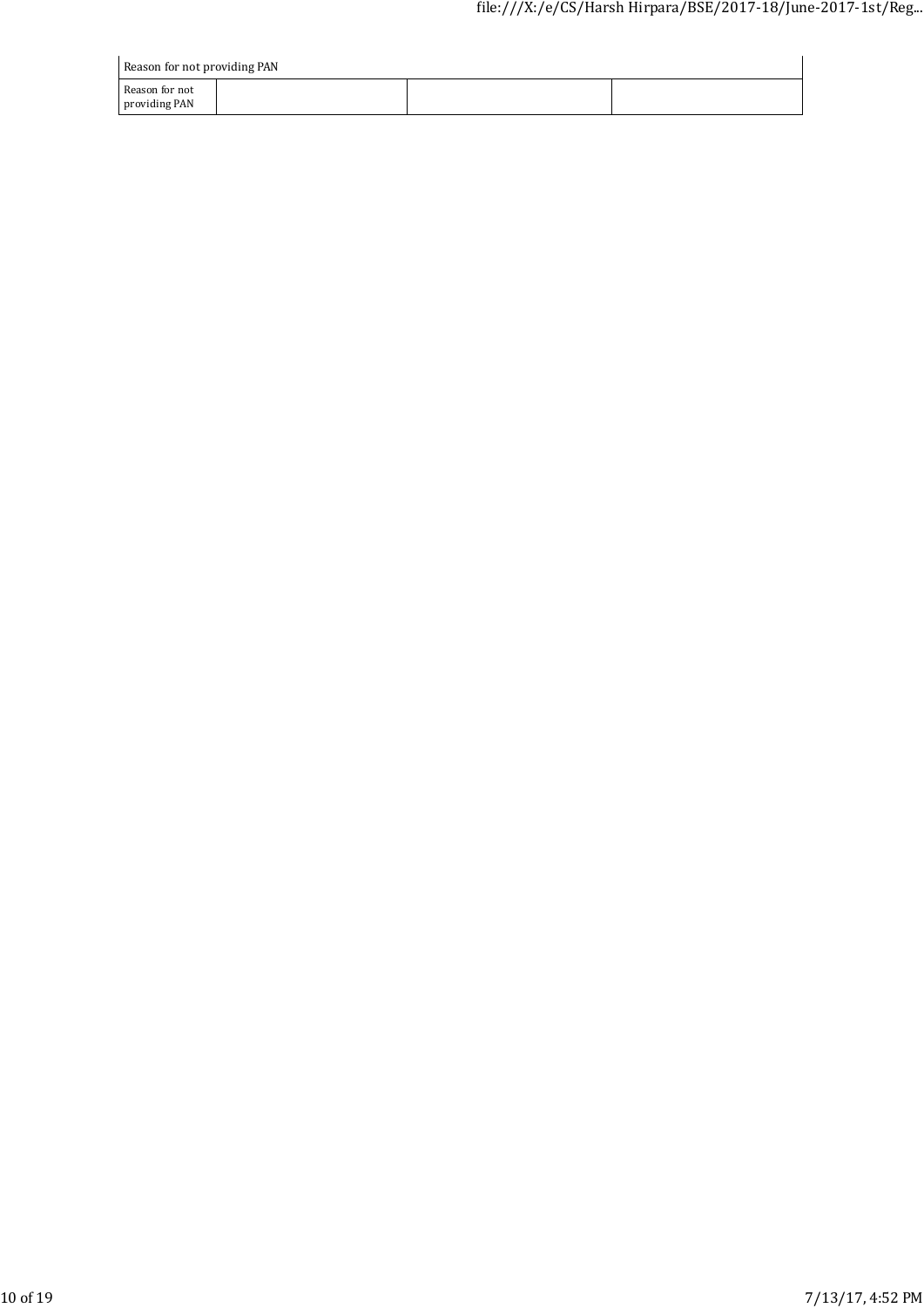| Reason for not providing PAN | | | |
|---|---|---|---|
| Reason for not providing PAN | | | |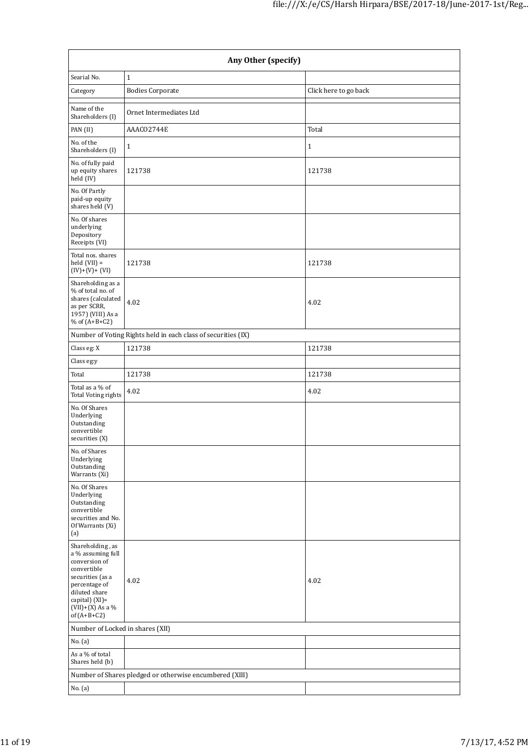| Any Other (specify) | | |
|---|---|---|
| Searial No. | 1 | |
| Category | Bodies Corporate | Click here to go back |
| | | |
| Name of the Shareholders (I) | Ornet Intermediates Ltd | |
| PAN (II) | AAACO2744E | Total |
| No. of the Shareholders (I) | 1 | 1 |
| No. of fully paid up equity shares held (IV) | 121738 | 121738 |
| No. Of Partly paid-up equity shares held (V) | | |
| No. Of shares underlying Depository Receipts (VI) | | |
| Total nos. shares held (VII) = (IV)+(V)+ (VI) | 121738 | 121738 |
| Shareholding as a % of total no. of shares (calculated as per SCRR, 1957) (VIII) As a % of (A+B+C2) | 4.02 | 4.02 |
| Number of Voting Rights held in each class of securities (IX) | | |
| Class eg: X | 121738 | 121738 |
| Class eg:y | | |
| Total | 121738 | 121738 |
| Total as a % of Total Voting rights | 4.02 | 4.02 |
| No. Of Shares Underlying Outstanding convertible securities (X) | | |
| No. of Shares Underlying Outstanding Warrants (Xi) | | |
| No. Of Shares Underlying Outstanding convertible securities and No. Of Warrants (Xi) (a) | | |
| Shareholding , as a % assuming full conversion of convertible securities (as a percentage of diluted share capital) (XI)= (VII)+(X) As a % of (A+B+C2) | 4.02 | 4.02 |
| Number of Locked in shares (XII) | | |
| No. (a) | | |
| As a % of total Shares held (b) | | |
| Number of Shares pledged or otherwise encumbered (XIII) | | |
| No. (a) | | |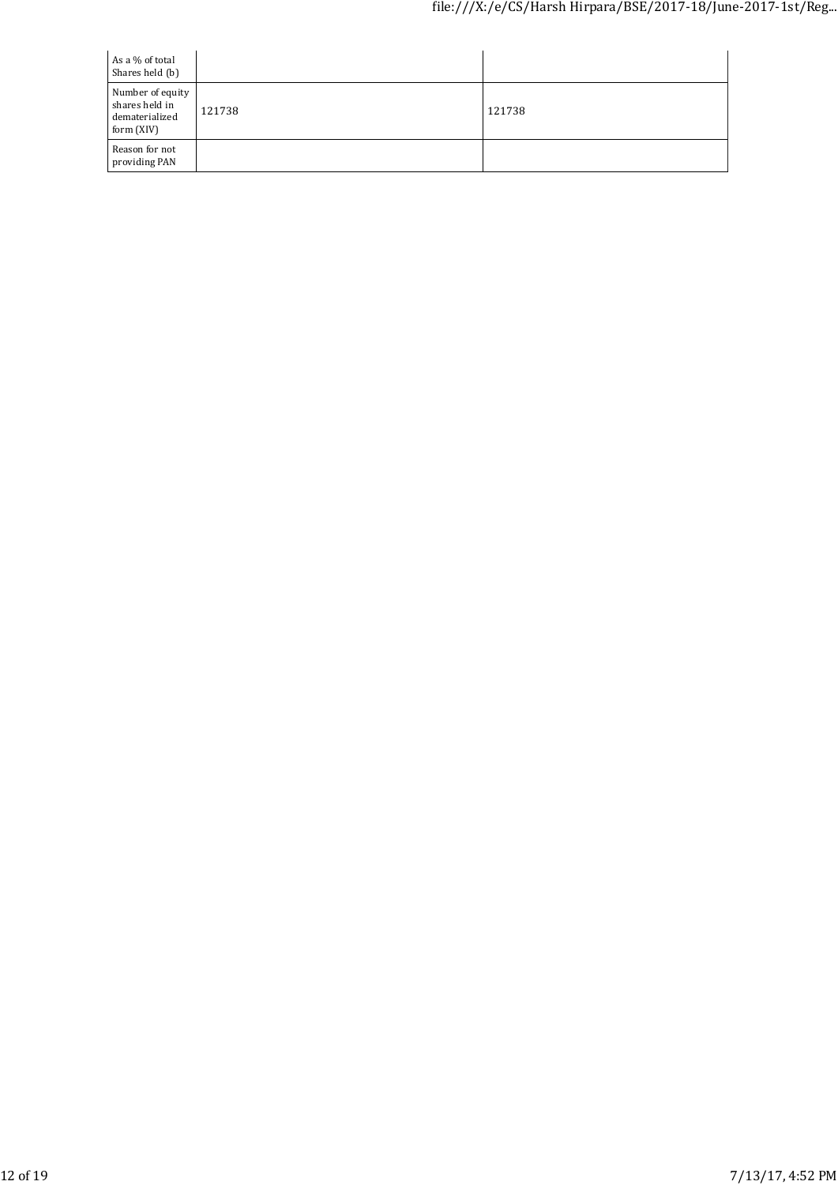| | | |
|---|---|---|
| As a % of total Shares held (b) | | |
| Number of equity shares held in dematerialized form (XIV) | 121738 | 121738 |
| Reason for not providing PAN | | |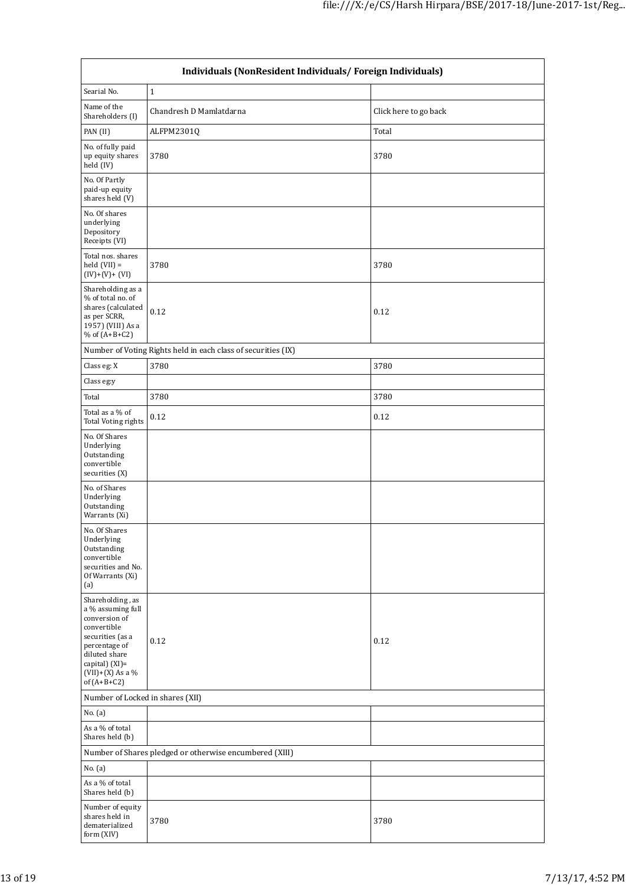| Individuals (NonResident Individuals/ Foreign Individuals) | | |
|---|---|---|
| Searial No. | 1 | |
| Name of the Shareholders (I) | Chandresh D Mamlatdarna | Click here to go back |
| PAN (II) | ALFPM2301Q | Total |
| No. of fully paid up equity shares held (IV) | 3780 | 3780 |
| No. Of Partly paid-up equity shares held (V) | | |
| No. Of shares underlying Depository Receipts (VI) | | |
| Total nos. shares held (VII) = (IV)+(V)+ (VI) | 3780 | 3780 |
| Shareholding as a % of total no. of shares (calculated as per SCRR, 1957) (VIII) As a % of (A+B+C2) | 0.12 | 0.12 |
| Number of Voting Rights held in each class of securities (IX) | | |
| Class eg: X | 3780 | 3780 |
| Class eg:y | | |
| Total | 3780 | 3780 |
| Total as a % of Total Voting rights | 0.12 | 0.12 |
| No. Of Shares Underlying Outstanding convertible securities (X) | | |
| No. of Shares Underlying Outstanding Warrants (Xi) | | |
| No. Of Shares Underlying Outstanding convertible securities and No. Of Warrants (Xi) (a) | | |
| Shareholding , as a % assuming full conversion of convertible securities (as a percentage of diluted share capital) (XI)= (VII)+(X) As a % of (A+B+C2) | 0.12 | 0.12 |
| Number of Locked in shares (XII) | | |
| No. (a) | | |
| As a % of total Shares held (b) | | |
| Number of Shares pledged or otherwise encumbered (XIII) | | |
| No. (a) | | |
| As a % of total Shares held (b) | | |
| Number of equity shares held in dematerialized form (XIV) | 3780 | 3780 |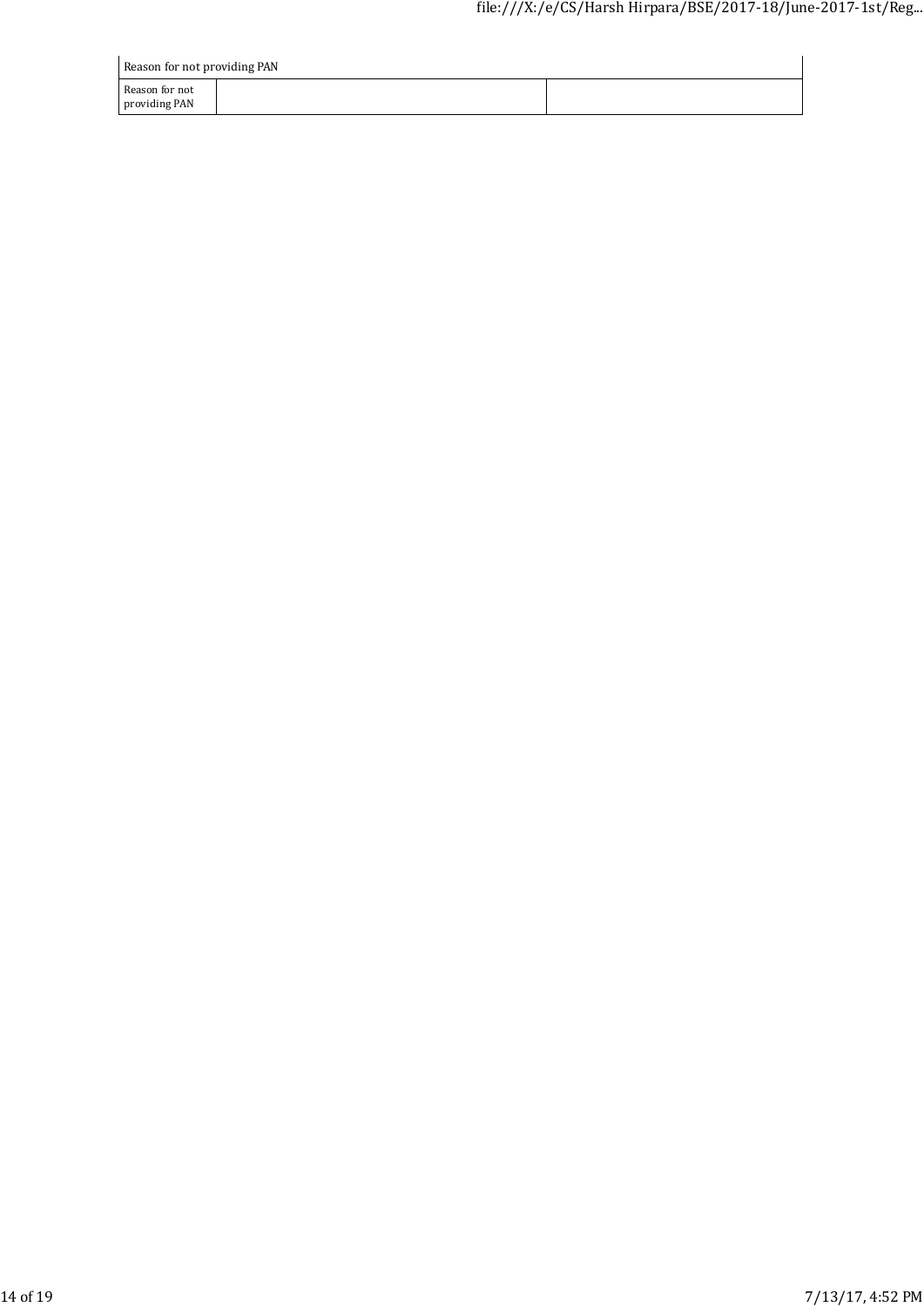| Reason for not providing PAN | | |
|---|---|---|
| Reason for not providing PAN | | |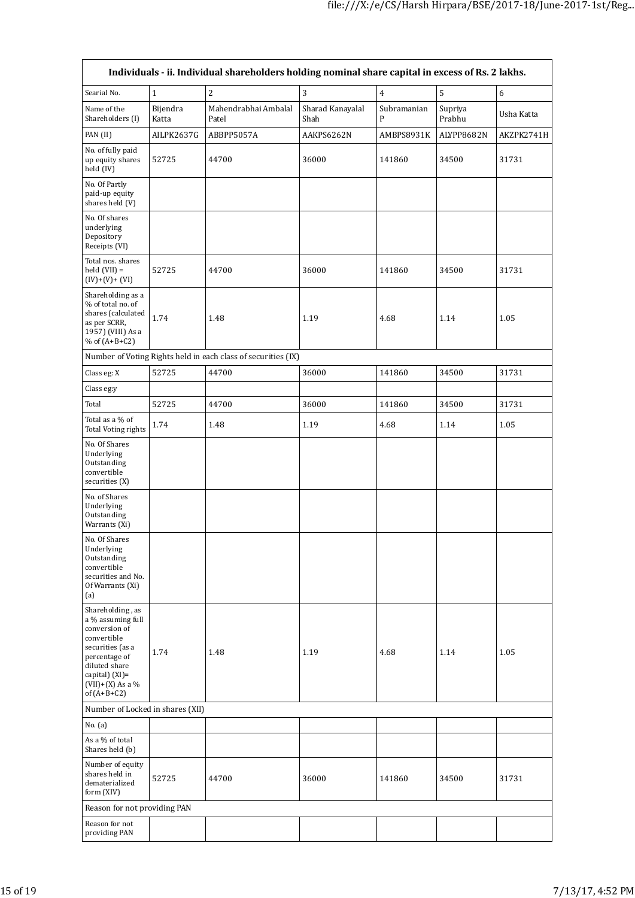| Individuals - ii. Individual shareholders holding nominal share capital in excess of Rs. 2 lakhs. | | | | | | |
|---|---|---|---|---|---|---|
| Searial No. | 1 | 2 | 3 | 4 | 5 | 6 |
| Name of the Shareholders (I) | Bijendra Katta | Mahendrabhai Ambalal Patel | Sharad Kanayalal Shah | Subramanian P | Supriya Prabhu | Usha Katta |
| PAN (II) | AILPK2637G | ABBPP5057A | AAKPS6262N | AMBPS8931K | ALYPP8682N | AKZPK2741H |
| No. of fully paid up equity shares held (IV) | 52725 | 44700 | 36000 | 141860 | 34500 | 31731 |
| No. Of Partly paid-up equity shares held (V) | | | | | | |
| No. Of shares underlying Depository Receipts (VI) | | | | | | |
| Total nos. shares held (VII) = (IV)+(V)+ (VI) | 52725 | 44700 | 36000 | 141860 | 34500 | 31731 |
| Shareholding as a % of total no. of shares (calculated as per SCRR, 1957) (VIII) As a % of (A+B+C2) | 1.74 | 1.48 | 1.19 | 4.68 | 1.14 | 1.05 |
| Number of Voting Rights held in each class of securities (IX) | | | | | | |
| Class eg: X | 52725 | 44700 | 36000 | 141860 | 34500 | 31731 |
| Class eg:y | | | | | | |
| Total | 52725 | 44700 | 36000 | 141860 | 34500 | 31731 |
| Total as a % of Total Voting rights | 1.74 | 1.48 | 1.19 | 4.68 | 1.14 | 1.05 |
| No. Of Shares Underlying Outstanding convertible securities (X) | | | | | | |
| No. of Shares Underlying Outstanding Warrants (Xi) | | | | | | |
| No. Of Shares Underlying Outstanding convertible securities and No. Of Warrants (Xi) (a) | | | | | | |
| Shareholding , as a % assuming full conversion of convertible securities (as a percentage of diluted share capital) (XI)= (VII)+(X) As a % of (A+B+C2) | 1.74 | 1.48 | 1.19 | 4.68 | 1.14 | 1.05 |
| Number of Locked in shares (XII) | | | | | | |
| No. (a) | | | | | | |
| As a % of total Shares held (b) | | | | | | |
| Number of equity shares held in dematerialized form (XIV) | 52725 | 44700 | 36000 | 141860 | 34500 | 31731 |
| Reason for not providing PAN | | | | | | |
| Reason for not providing PAN | | | | | | |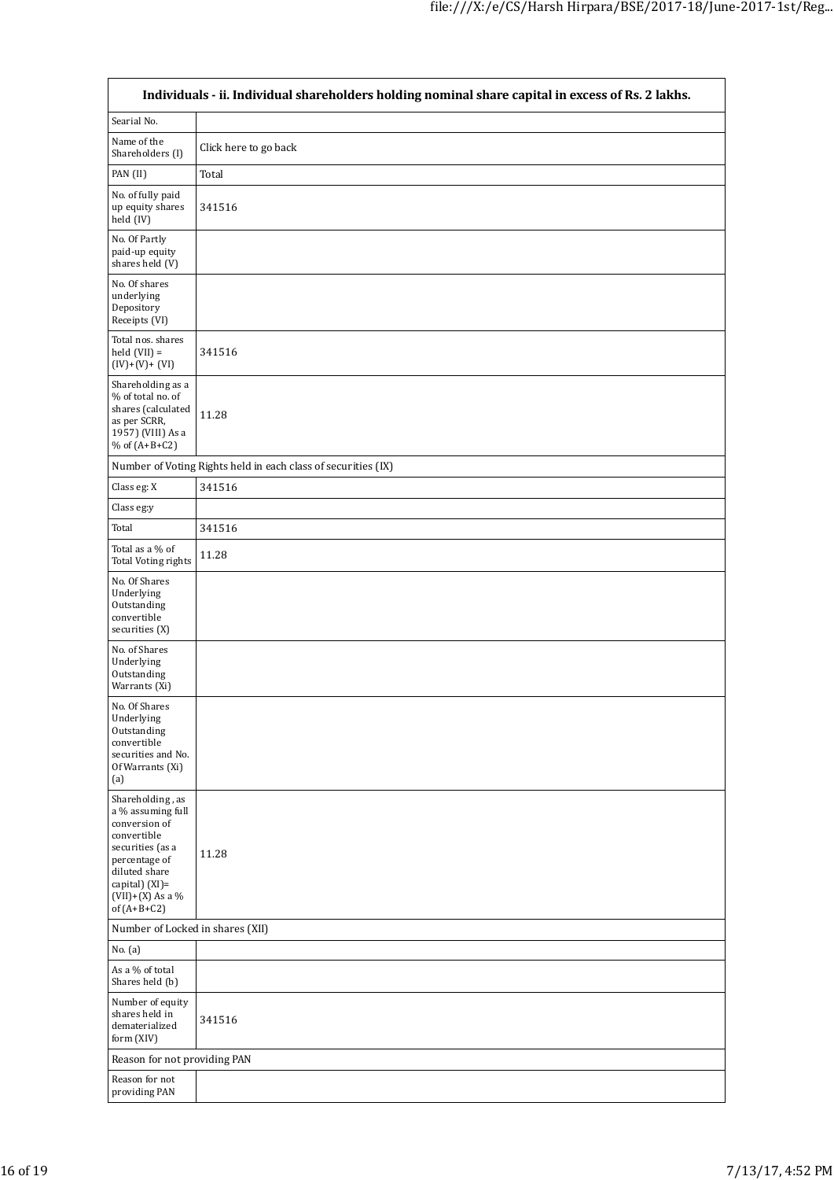| Individuals - ii. Individual shareholders holding nominal share capital in excess of Rs. 2 lakhs. | |
|---|---|
| Searial No. | |
| Name of the Shareholders (I) | Click here to go back |
| PAN (II) | Total |
| No. of fully paid up equity shares held (IV) | 341516 |
| No. Of Partly paid-up equity shares held (V) | |
| No. Of shares underlying Depository Receipts (VI) | |
| Total nos. shares held (VII) = (IV)+(V)+ (VI) | 341516 |
| Shareholding as a % of total no. of shares (calculated as per SCRR, 1957) (VIII) As a % of (A+B+C2) | 11.28 |
| Number of Voting Rights held in each class of securities (IX) | |
| Class eg: X | 341516 |
| Class eg:y | |
| Total | 341516 |
| Total as a % of Total Voting rights | 11.28 |
| No. Of Shares Underlying Outstanding convertible securities (X) | |
| No. of Shares Underlying Outstanding Warrants (Xi) | |
| No. Of Shares Underlying Outstanding convertible securities and No. Of Warrants (Xi) (a) | |
| Shareholding , as a % assuming full conversion of convertible securities (as a percentage of diluted share capital) (XI)= (VII)+(X) As a % of (A+B+C2) | 11.28 |
| Number of Locked in shares (XII) | |
| No. (a) | |
| As a % of total Shares held (b) | |
| Number of equity shares held in dematerialized form (XIV) | 341516 |
| Reason for not providing PAN | |
| Reason for not providing PAN | |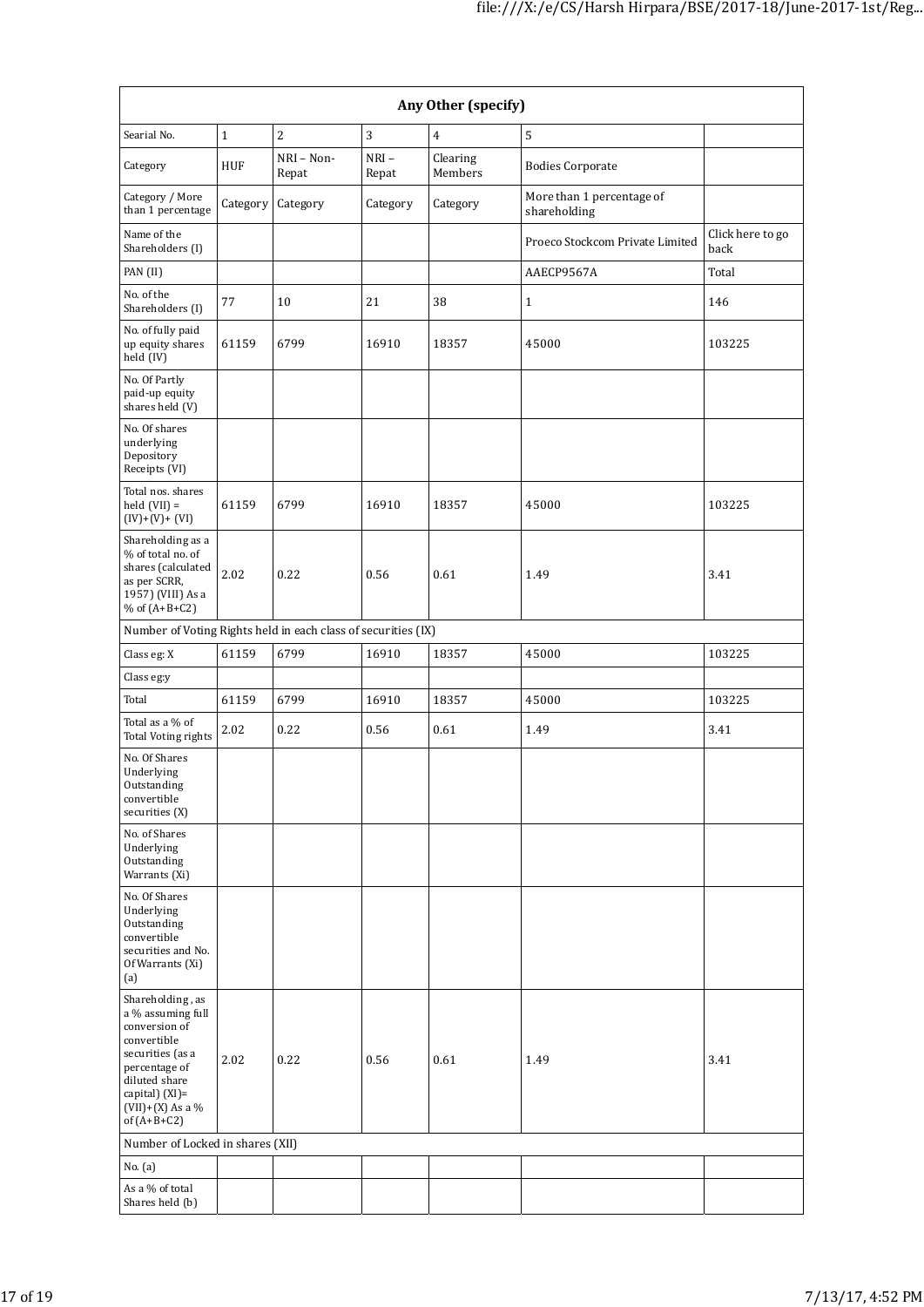| Any Other (specify) | | | | | | |
|---|---|---|---|---|---|---|
| Searial No. | 1 | 2 | 3 | 4 | 5 | |
| Category | HUF | NRI – Non-Repat | NRI – Repat | Clearing Members | Bodies Corporate | |
| Category / More than 1 percentage | Category | Category | Category | Category | More than 1 percentage of shareholding | |
| Name of the Shareholders (I) | | | | | Proeco Stockcom Private Limited | Click here to go back |
| PAN (II) | | | | | AAECP9567A | Total |
| No. of the Shareholders (I) | 77 | 10 | 21 | 38 | 1 | 146 |
| No. of fully paid up equity shares held (IV) | 61159 | 6799 | 16910 | 18357 | 45000 | 103225 |
| No. Of Partly paid-up equity shares held (V) | | | | | | |
| No. Of shares underlying Depository Receipts (VI) | | | | | | |
| Total nos. shares held (VII) = (IV)+(V)+ (VI) | 61159 | 6799 | 16910 | 18357 | 45000 | 103225 |
| Shareholding as a % of total no. of shares (calculated as per SCRR, 1957) (VIII) As a % of (A+B+C2) | 2.02 | 0.22 | 0.56 | 0.61 | 1.49 | 3.41 |
| Number of Voting Rights held in each class of securities (IX) | | | | | | |
| Class eg: X | 61159 | 6799 | 16910 | 18357 | 45000 | 103225 |
| Class eg:y | | | | | | |
| Total | 61159 | 6799 | 16910 | 18357 | 45000 | 103225 |
| Total as a % of Total Voting rights | 2.02 | 0.22 | 0.56 | 0.61 | 1.49 | 3.41 |
| No. Of Shares Underlying Outstanding convertible securities (X) | | | | | | |
| No. of Shares Underlying Outstanding Warrants (Xi) | | | | | | |
| No. Of Shares Underlying Outstanding convertible securities and No. Of Warrants (Xi) (a) | | | | | | |
| Shareholding , as a % assuming full conversion of convertible securities (as a percentage of diluted share capital) (XI)= (VII)+(X) As a % of (A+B+C2) | 2.02 | 0.22 | 0.56 | 0.61 | 1.49 | 3.41 |
| Number of Locked in shares (XII) | | | | | | |
| No. (a) | | | | | | |
| As a % of total Shares held (b) | | | | | | |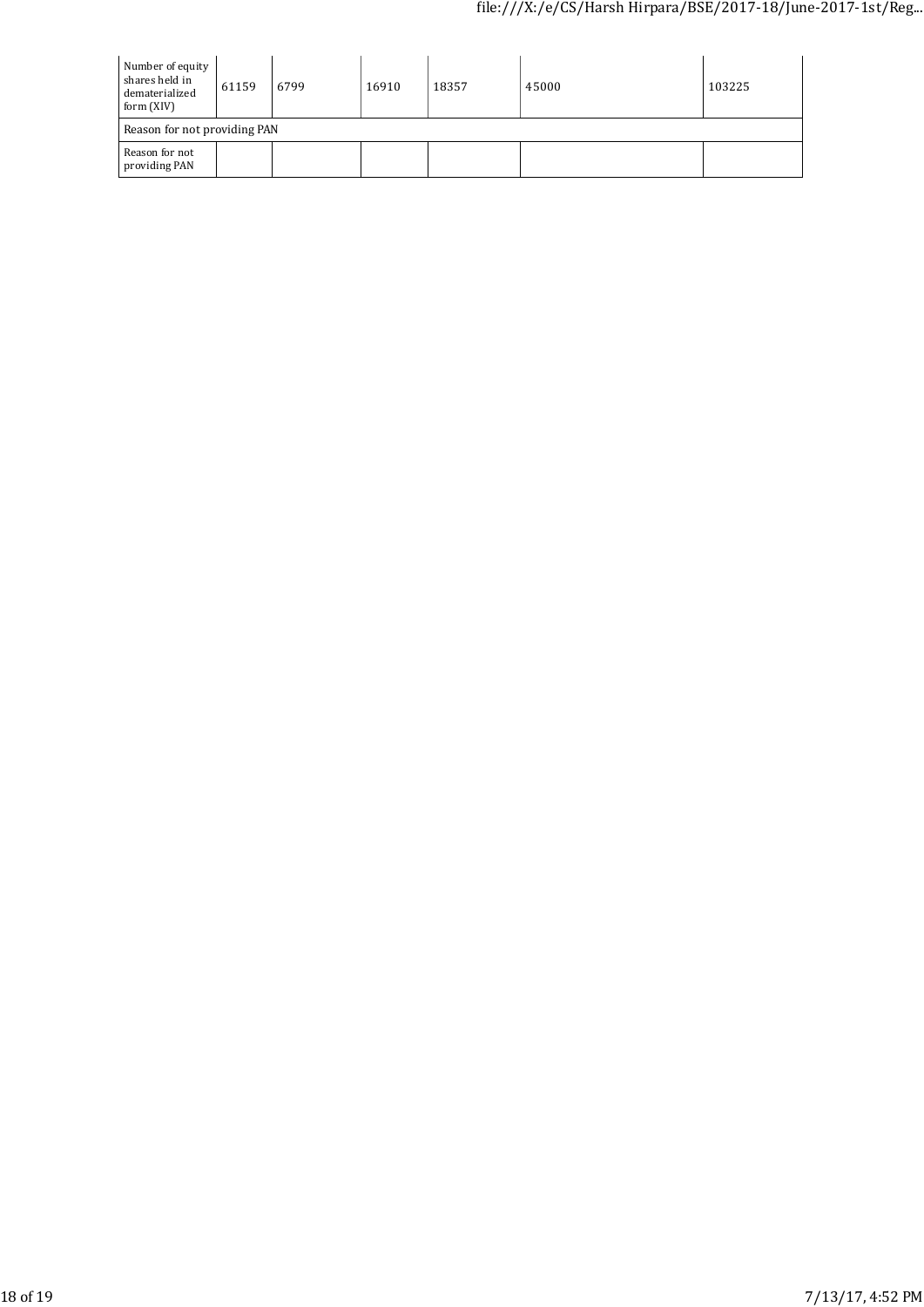| | | | | | | |
|---|---|---|---|---|---|---|
| Number of equity shares held in dematerialized form (XIV) | 61159 | 6799 | 16910 | 18357 | 45000 | 103225 |
| Reason for not providing PAN | | | | | | |
| Reason for not providing PAN | | | | | | |